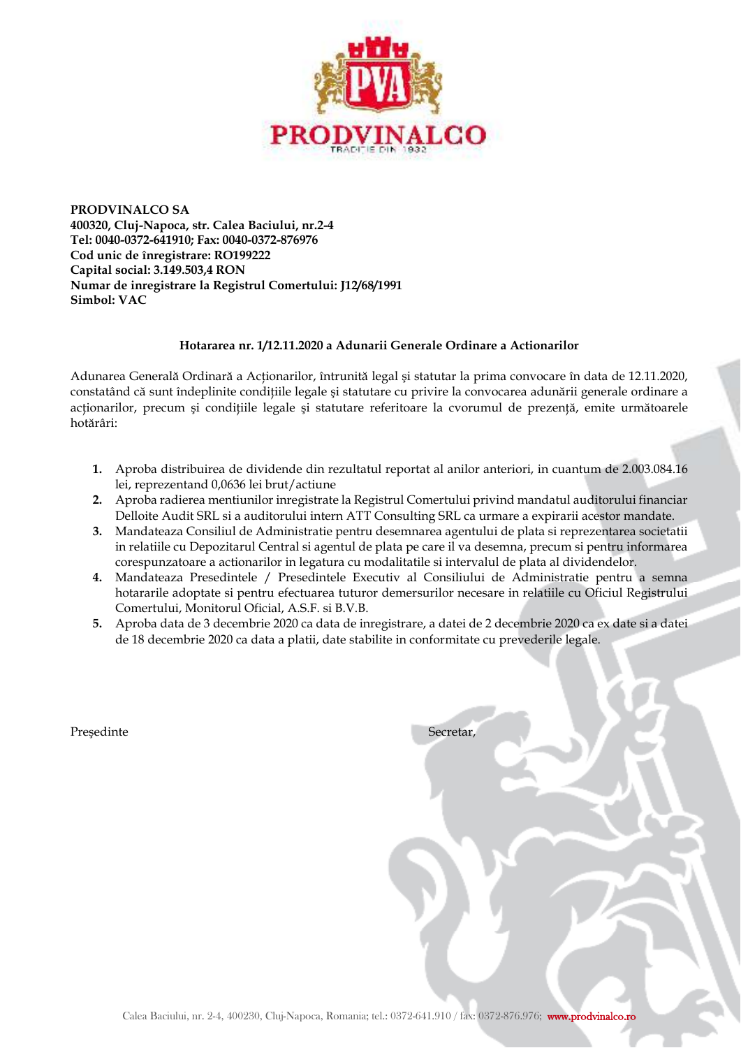**PRODVINALCO SA**
**400320, Cluj-Napoca, str. Calea Baciului, nr.2-4**
**Tel: 0040-0372-641910; Fax: 0040-0372-876976**
**Cod unic de înregistrare: RO199222**
**Capital social: 3.149.503,4 RON**
**Numar de inregistrare la Registrul Comertului: J12/68/1991**
**Simbol: VAC**

**Hotararea nr. 1/12.11.2020 a Adunarii Generale Ordinare a Actionarilor**

Adunarea Generală Ordinară a Acționarilor, întrunită legal și statutar la prima convocare în data de 12.11.2020, constatând că sunt îndeplinite condițiile legale și statutare cu privire la convocarea adunării generale ordinare a acționarilor, precum şi condițiile legale şi statutare referitoare la cvorumul de prezență, emite următoarele hotărâri:

1. Aproba distribuirea de dividende din rezultatul reportat al anilor anteriori, in cuantum de 2.003.084.16 lei, reprezentand 0,0636 lei brut/actiune
2. Aproba radierea mentiunilor inregistrate la Registrul Comertului privind mandatul auditorului financiar Delloite Audit SRL si a auditorului intern ATT Consulting SRL ca urmare a expirarii acestor mandate.
3. Mandateaza Consiliul de Administratie pentru desemnarea agentului de plata si reprezentarea societatii in relatiile cu Depozitarul Central si agentul de plata pe care il va desemna, precum si pentru informarea corespunzatoare a actionarilor in legatura cu modalitatile si intervalul de plata al dividendelor.
4. Mandateaza Presedintele / Presedintele Executiv al Consiliului de Administratie pentru a semna hotararile adoptate si pentru efectuarea tuturor demersurilor necesare in relatiile cu Oficiul Registrului Comertului, Monitorul Oficial, A.S.F. si B.V.B.
5. Aproba data de 3 decembrie 2020 ca data de inregistrare, a datei de 2 decembrie 2020 ca ex date si a datei de 18 decembrie 2020 ca data a platii, date stabilite in conformitate cu prevederile legale.

Preşedinte

Secretar,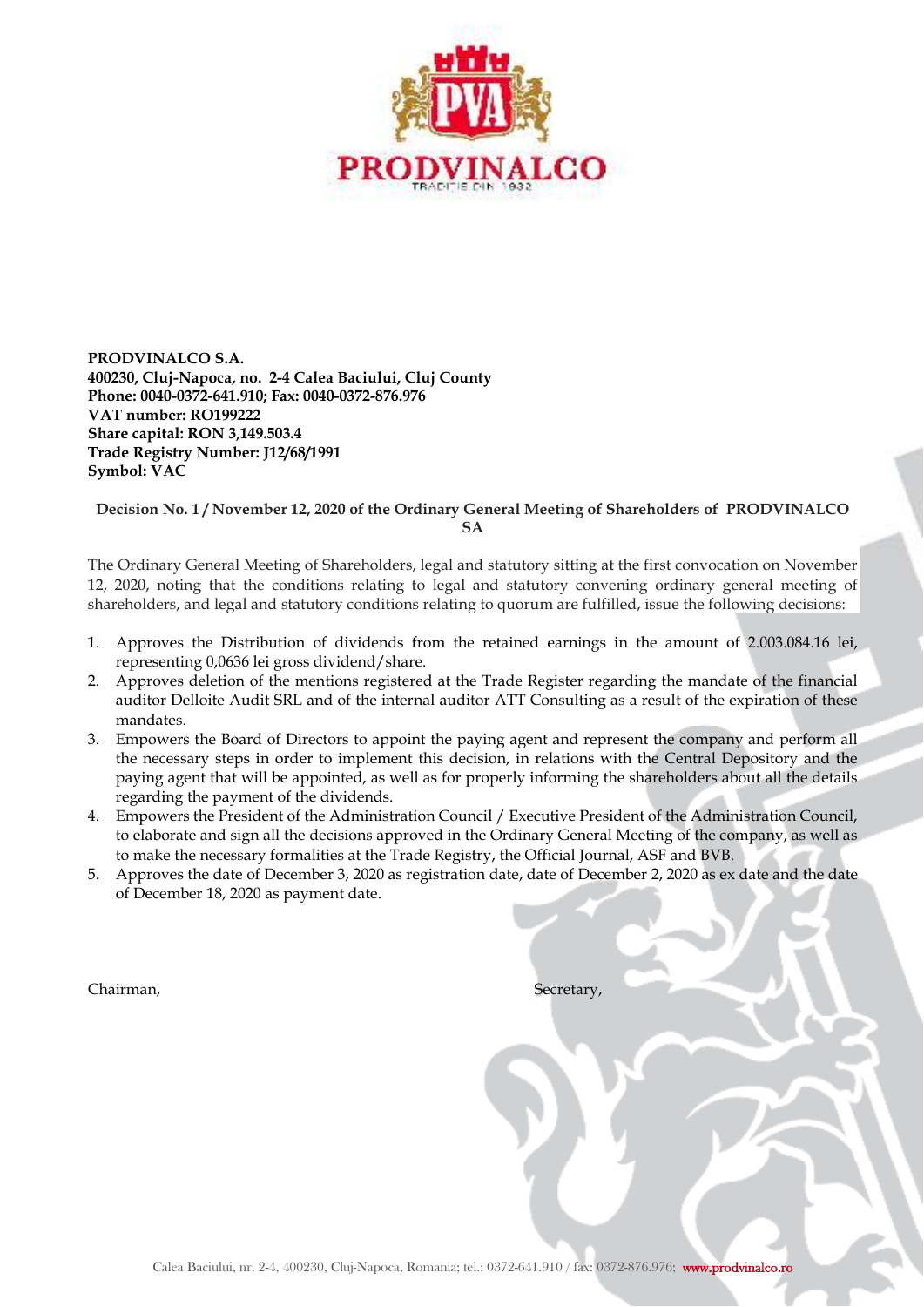**PRODVINALCO S.A.**
**400230, Cluj-Napoca, no. 2-4 Calea Baciului, Cluj County**
**Phone: 0040-0372-641.910; Fax: 0040-0372-876.976**
**VAT number: RO199222**
**Share capital: RON 3,149.503.4**
**Trade Registry Number: J12/68/1991**
**Symbol: VAC**

**Decision No. 1 / November 12, 2020 of the Ordinary General Meeting of Shareholders of PRODVINALCO SA**

The Ordinary General Meeting of Shareholders, legal and statutory sitting at the first convocation on November 12, 2020, noting that the conditions relating to legal and statutory convening ordinary general meeting of shareholders, and legal and statutory conditions relating to quorum are fulfilled, issue the following decisions:

1. Approves the Distribution of dividends from the retained earnings in the amount of 2.003.084.16 lei, representing 0,0636 lei gross dividend/share.
2. Approves deletion of the mentions registered at the Trade Register regarding the mandate of the financial auditor Delloite Audit SRL and of the internal auditor ATT Consulting as a result of the expiration of these mandates.
3. Empowers the Board of Directors to appoint the paying agent and represent the company and perform all the necessary steps in order to implement this decision, in relations with the Central Depository and the paying agent that will be appointed, as well as for properly informing the shareholders about all the details regarding the payment of the dividends.
4. Empowers the President of the Administration Council / Executive President of the Administration Council, to elaborate and sign all the decisions approved in the Ordinary General Meeting of the company, as well as to make the necessary formalities at the Trade Registry, the Official Journal, ASF and BVB.
5. Approves the date of December 3, 2020 as registration date, date of December 2, 2020 as ex date and the date of December 18, 2020 as payment date.

Chairman,

Secretary,

Calea Baciului, nr. 2-4, 400230, Cluj-Napoca, Romania; tel.: 0372-641.910 / fax: 0372-876.976; www.prodvinalco.ro